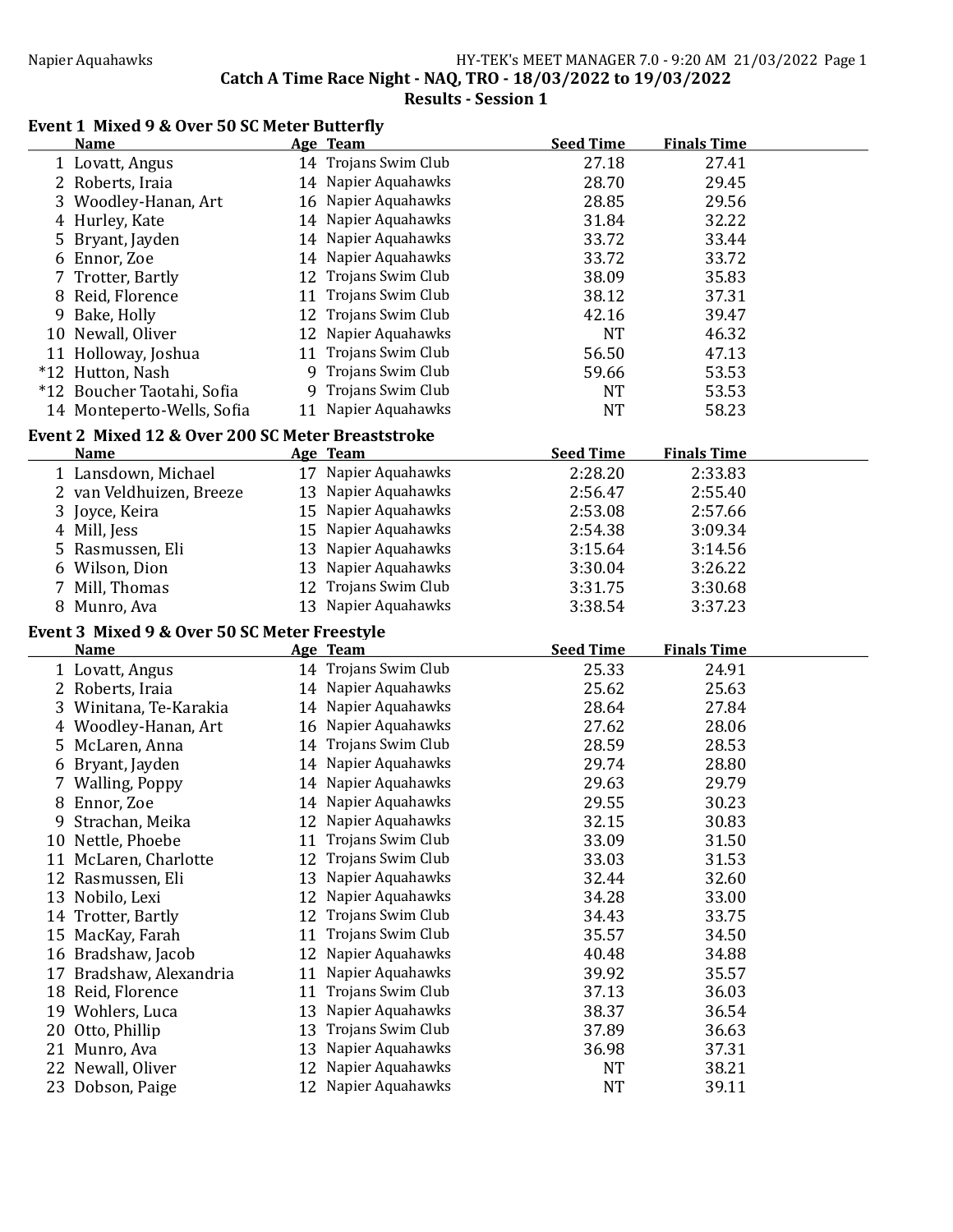Catch A Time Race Night - NAQ, TRO - 18/03/2022 to 19/03/2022

Results - Session 1

## Event 1 Mixed 9 & Over 50 SC Meter Butterfly

| | Name | Age | Team | Seed Time | Finals Time |
|---|---|---|---|---|---|
| 1 | Lovatt, Angus | 14 | Trojans Swim Club | 27.18 | 27.41 |
| 2 | Roberts, Iraia | 14 | Napier Aquahawks | 28.70 | 29.45 |
| 3 | Woodley-Hanan, Art | 16 | Napier Aquahawks | 28.85 | 29.56 |
| 4 | Hurley, Kate | 14 | Napier Aquahawks | 31.84 | 32.22 |
| 5 | Bryant, Jayden | 14 | Napier Aquahawks | 33.72 | 33.44 |
| 6 | Ennor, Zoe | 14 | Napier Aquahawks | 33.72 | 33.72 |
| 7 | Trotter, Bartly | 12 | Trojans Swim Club | 38.09 | 35.83 |
| 8 | Reid, Florence | 11 | Trojans Swim Club | 38.12 | 37.31 |
| 9 | Bake, Holly | 12 | Trojans Swim Club | 42.16 | 39.47 |
| 10 | Newall, Oliver | 12 | Napier Aquahawks | NT | 46.32 |
| 11 | Holloway, Joshua | 11 | Trojans Swim Club | 56.50 | 47.13 |
| *12 | Hutton, Nash | 9 | Trojans Swim Club | 59.66 | 53.53 |
| *12 | Boucher Taotahi, Sofia | 9 | Trojans Swim Club | NT | 53.53 |
| 14 | Monteperto-Wells, Sofia | 11 | Napier Aquahawks | NT | 58.23 |

## Event 2 Mixed 12 & Over 200 SC Meter Breaststroke

| | Name | Age | Team | Seed Time | Finals Time |
|---|---|---|---|---|---|
| 1 | Lansdown, Michael | 17 | Napier Aquahawks | 2:28.20 | 2:33.83 |
| 2 | van Veldhuizen, Breeze | 13 | Napier Aquahawks | 2:56.47 | 2:55.40 |
| 3 | Joyce, Keira | 15 | Napier Aquahawks | 2:53.08 | 2:57.66 |
| 4 | Mill, Jess | 15 | Napier Aquahawks | 2:54.38 | 3:09.34 |
| 5 | Rasmussen, Eli | 13 | Napier Aquahawks | 3:15.64 | 3:14.56 |
| 6 | Wilson, Dion | 13 | Napier Aquahawks | 3:30.04 | 3:26.22 |
| 7 | Mill, Thomas | 12 | Trojans Swim Club | 3:31.75 | 3:30.68 |
| 8 | Munro, Ava | 13 | Napier Aquahawks | 3:38.54 | 3:37.23 |

## Event 3 Mixed 9 & Over 50 SC Meter Freestyle

| | Name | Age | Team | Seed Time | Finals Time |
|---|---|---|---|---|---|
| 1 | Lovatt, Angus | 14 | Trojans Swim Club | 25.33 | 24.91 |
| 2 | Roberts, Iraia | 14 | Napier Aquahawks | 25.62 | 25.63 |
| 3 | Winitana, Te-Karakia | 14 | Napier Aquahawks | 28.64 | 27.84 |
| 4 | Woodley-Hanan, Art | 16 | Napier Aquahawks | 27.62 | 28.06 |
| 5 | McLaren, Anna | 14 | Trojans Swim Club | 28.59 | 28.53 |
| 6 | Bryant, Jayden | 14 | Napier Aquahawks | 29.74 | 28.80 |
| 7 | Walling, Poppy | 14 | Napier Aquahawks | 29.63 | 29.79 |
| 8 | Ennor, Zoe | 14 | Napier Aquahawks | 29.55 | 30.23 |
| 9 | Strachan, Meika | 12 | Napier Aquahawks | 32.15 | 30.83 |
| 10 | Nettle, Phoebe | 11 | Trojans Swim Club | 33.09 | 31.50 |
| 11 | McLaren, Charlotte | 12 | Trojans Swim Club | 33.03 | 31.53 |
| 12 | Rasmussen, Eli | 13 | Napier Aquahawks | 32.44 | 32.60 |
| 13 | Nobilo, Lexi | 12 | Napier Aquahawks | 34.28 | 33.00 |
| 14 | Trotter, Bartly | 12 | Trojans Swim Club | 34.43 | 33.75 |
| 15 | MacKay, Farah | 11 | Trojans Swim Club | 35.57 | 34.50 |
| 16 | Bradshaw, Jacob | 12 | Napier Aquahawks | 40.48 | 34.88 |
| 17 | Bradshaw, Alexandria | 11 | Napier Aquahawks | 39.92 | 35.57 |
| 18 | Reid, Florence | 11 | Trojans Swim Club | 37.13 | 36.03 |
| 19 | Wohlers, Luca | 13 | Napier Aquahawks | 38.37 | 36.54 |
| 20 | Otto, Phillip | 13 | Trojans Swim Club | 37.89 | 36.63 |
| 21 | Munro, Ava | 13 | Napier Aquahawks | 36.98 | 37.31 |
| 22 | Newall, Oliver | 12 | Napier Aquahawks | NT | 38.21 |
| 23 | Dobson, Paige | 12 | Napier Aquahawks | NT | 39.11 |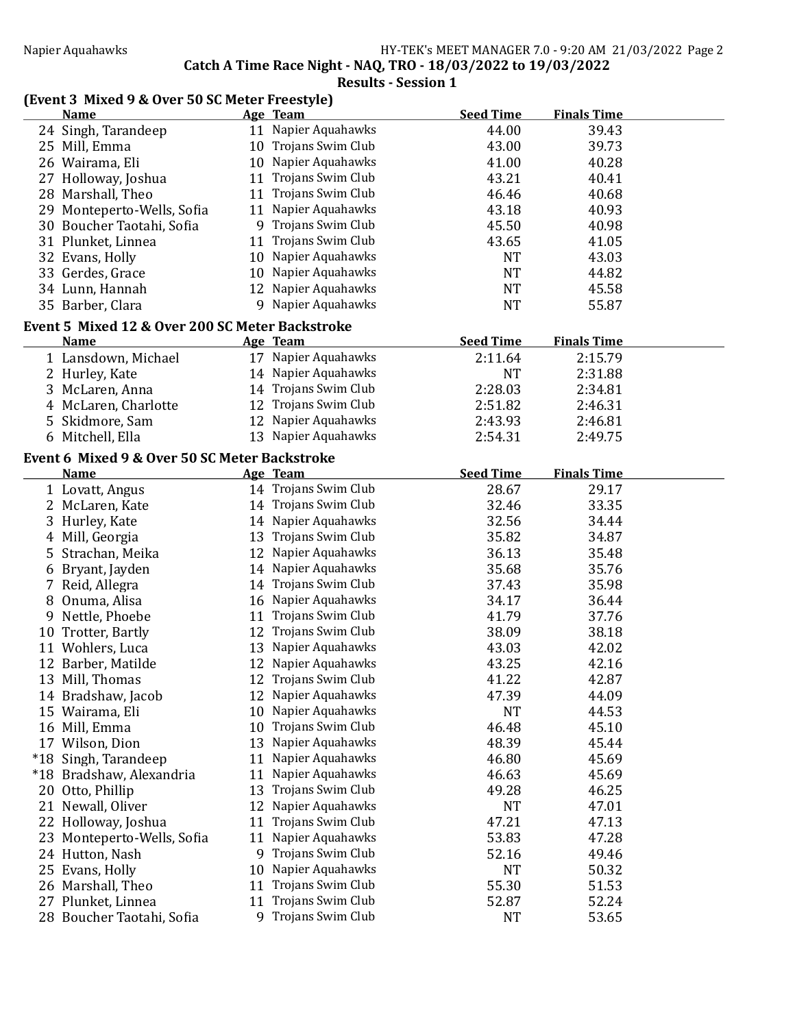## Catch A Time Race Night - NAQ, TRO - 18/03/2022 to 19/03/2022

### Results - Session 1

### (Event 3 Mixed 9 & Over 50 SC Meter Freestyle)

| | Name | Age | Team | Seed Time | Finals Time |
|---|---|---|---|---|---|
| 24 | Singh, Tarandeep | 11 | Napier Aquahawks | 44.00 | 39.43 |
| 25 | Mill, Emma | 10 | Trojans Swim Club | 43.00 | 39.73 |
| 26 | Wairama, Eli | 10 | Napier Aquahawks | 41.00 | 40.28 |
| 27 | Holloway, Joshua | 11 | Trojans Swim Club | 43.21 | 40.41 |
| 28 | Marshall, Theo | 11 | Trojans Swim Club | 46.46 | 40.68 |
| 29 | Monteperto-Wells, Sofia | 11 | Napier Aquahawks | 43.18 | 40.93 |
| 30 | Boucher Taotahi, Sofia | 9 | Trojans Swim Club | 45.50 | 40.98 |
| 31 | Plunket, Linnea | 11 | Trojans Swim Club | 43.65 | 41.05 |
| 32 | Evans, Holly | 10 | Napier Aquahawks | NT | 43.03 |
| 33 | Gerdes, Grace | 10 | Napier Aquahawks | NT | 44.82 |
| 34 | Lunn, Hannah | 12 | Napier Aquahawks | NT | 45.58 |
| 35 | Barber, Clara | 9 | Napier Aquahawks | NT | 55.87 |

### Event 5 Mixed 12 & Over 200 SC Meter Backstroke

| | Name | Age | Team | Seed Time | Finals Time |
|---|---|---|---|---|---|
| 1 | Lansdown, Michael | 17 | Napier Aquahawks | 2:11.64 | 2:15.79 |
| 2 | Hurley, Kate | 14 | Napier Aquahawks | NT | 2:31.88 |
| 3 | McLaren, Anna | 14 | Trojans Swim Club | 2:28.03 | 2:34.81 |
| 4 | McLaren, Charlotte | 12 | Trojans Swim Club | 2:51.82 | 2:46.31 |
| 5 | Skidmore, Sam | 12 | Napier Aquahawks | 2:43.93 | 2:46.81 |
| 6 | Mitchell, Ella | 13 | Napier Aquahawks | 2:54.31 | 2:49.75 |

### Event 6 Mixed 9 & Over 50 SC Meter Backstroke

| | Name | Age | Team | Seed Time | Finals Time |
|---|---|---|---|---|---|
| 1 | Lovatt, Angus | 14 | Trojans Swim Club | 28.67 | 29.17 |
| 2 | McLaren, Kate | 14 | Trojans Swim Club | 32.46 | 33.35 |
| 3 | Hurley, Kate | 14 | Napier Aquahawks | 32.56 | 34.44 |
| 4 | Mill, Georgia | 13 | Trojans Swim Club | 35.82 | 34.87 |
| 5 | Strachan, Meika | 12 | Napier Aquahawks | 36.13 | 35.48 |
| 6 | Bryant, Jayden | 14 | Napier Aquahawks | 35.68 | 35.76 |
| 7 | Reid, Allegra | 14 | Trojans Swim Club | 37.43 | 35.98 |
| 8 | Onuma, Alisa | 16 | Napier Aquahawks | 34.17 | 36.44 |
| 9 | Nettle, Phoebe | 11 | Trojans Swim Club | 41.79 | 37.76 |
| 10 | Trotter, Bartly | 12 | Trojans Swim Club | 38.09 | 38.18 |
| 11 | Wohlers, Luca | 13 | Napier Aquahawks | 43.03 | 42.02 |
| 12 | Barber, Matilde | 12 | Napier Aquahawks | 43.25 | 42.16 |
| 13 | Mill, Thomas | 12 | Trojans Swim Club | 41.22 | 42.87 |
| 14 | Bradshaw, Jacob | 12 | Napier Aquahawks | 47.39 | 44.09 |
| 15 | Wairama, Eli | 10 | Napier Aquahawks | NT | 44.53 |
| 16 | Mill, Emma | 10 | Trojans Swim Club | 46.48 | 45.10 |
| 17 | Wilson, Dion | 13 | Napier Aquahawks | 48.39 | 45.44 |
| *18 | Singh, Tarandeep | 11 | Napier Aquahawks | 46.80 | 45.69 |
| *18 | Bradshaw, Alexandria | 11 | Napier Aquahawks | 46.63 | 45.69 |
| 20 | Otto, Phillip | 13 | Trojans Swim Club | 49.28 | 46.25 |
| 21 | Newall, Oliver | 12 | Napier Aquahawks | NT | 47.01 |
| 22 | Holloway, Joshua | 11 | Trojans Swim Club | 47.21 | 47.13 |
| 23 | Monteperto-Wells, Sofia | 11 | Napier Aquahawks | 53.83 | 47.28 |
| 24 | Hutton, Nash | 9 | Trojans Swim Club | 52.16 | 49.46 |
| 25 | Evans, Holly | 10 | Napier Aquahawks | NT | 50.32 |
| 26 | Marshall, Theo | 11 | Trojans Swim Club | 55.30 | 51.53 |
| 27 | Plunket, Linnea | 11 | Trojans Swim Club | 52.87 | 52.24 |
| 28 | Boucher Taotahi, Sofia | 9 | Trojans Swim Club | NT | 53.65 |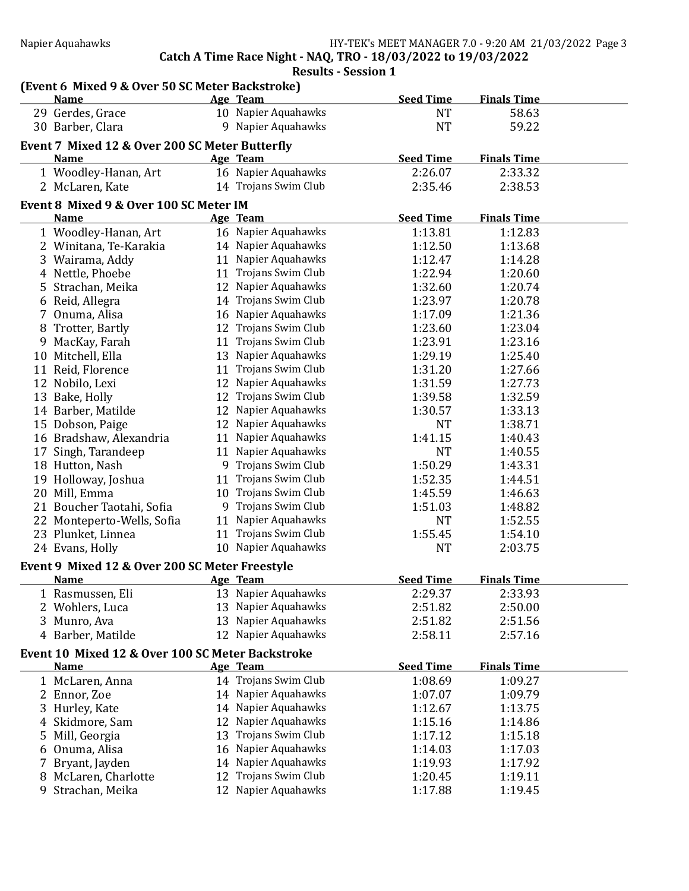## Catch A Time Race Night - NAQ, TRO - 18/03/2022 to 19/03/2022

### Results - Session 1

#### (Event 6 Mixed 9 & Over 50 SC Meter Backstroke)

| | Name | Age | Team | Seed Time | Finals Time |
|---|---|---|---|---|---|
| 29 | Gerdes, Grace | 10 | Napier Aquahawks | NT | 58.63 |
| 30 | Barber, Clara | 9 | Napier Aquahawks | NT | 59.22 |

#### Event 7 Mixed 12 & Over 200 SC Meter Butterfly

| | Name | Age | Team | Seed Time | Finals Time |
|---|---|---|---|---|---|
| 1 | Woodley-Hanan, Art | 16 | Napier Aquahawks | 2:26.07 | 2:33.32 |
| 2 | McLaren, Kate | 14 | Trojans Swim Club | 2:35.46 | 2:38.53 |

#### Event 8 Mixed 9 & Over 100 SC Meter IM

| | Name | Age | Team | Seed Time | Finals Time |
|---|---|---|---|---|---|
| 1 | Woodley-Hanan, Art | 16 | Napier Aquahawks | 1:13.81 | 1:12.83 |
| 2 | Winitana, Te-Karakia | 14 | Napier Aquahawks | 1:12.50 | 1:13.68 |
| 3 | Wairama, Addy | 11 | Napier Aquahawks | 1:12.47 | 1:14.28 |
| 4 | Nettle, Phoebe | 11 | Trojans Swim Club | 1:22.94 | 1:20.60 |
| 5 | Strachan, Meika | 12 | Napier Aquahawks | 1:32.60 | 1:20.74 |
| 6 | Reid, Allegra | 14 | Trojans Swim Club | 1:23.97 | 1:20.78 |
| 7 | Onuma, Alisa | 16 | Napier Aquahawks | 1:17.09 | 1:21.36 |
| 8 | Trotter, Bartly | 12 | Trojans Swim Club | 1:23.60 | 1:23.04 |
| 9 | MacKay, Farah | 11 | Trojans Swim Club | 1:23.91 | 1:23.16 |
| 10 | Mitchell, Ella | 13 | Napier Aquahawks | 1:29.19 | 1:25.40 |
| 11 | Reid, Florence | 11 | Trojans Swim Club | 1:31.20 | 1:27.66 |
| 12 | Nobilo, Lexi | 12 | Napier Aquahawks | 1:31.59 | 1:27.73 |
| 13 | Bake, Holly | 12 | Trojans Swim Club | 1:39.58 | 1:32.59 |
| 14 | Barber, Matilde | 12 | Napier Aquahawks | 1:30.57 | 1:33.13 |
| 15 | Dobson, Paige | 12 | Napier Aquahawks | NT | 1:38.71 |
| 16 | Bradshaw, Alexandria | 11 | Napier Aquahawks | 1:41.15 | 1:40.43 |
| 17 | Singh, Tarandeep | 11 | Napier Aquahawks | NT | 1:40.55 |
| 18 | Hutton, Nash | 9 | Trojans Swim Club | 1:50.29 | 1:43.31 |
| 19 | Holloway, Joshua | 11 | Trojans Swim Club | 1:52.35 | 1:44.51 |
| 20 | Mill, Emma | 10 | Trojans Swim Club | 1:45.59 | 1:46.63 |
| 21 | Boucher Taotahi, Sofia | 9 | Trojans Swim Club | 1:51.03 | 1:48.82 |
| 22 | Monteperto-Wells, Sofia | 11 | Napier Aquahawks | NT | 1:52.55 |
| 23 | Plunket, Linnea | 11 | Trojans Swim Club | 1:55.45 | 1:54.10 |
| 24 | Evans, Holly | 10 | Napier Aquahawks | NT | 2:03.75 |

#### Event 9 Mixed 12 & Over 200 SC Meter Freestyle

| | Name | Age | Team | Seed Time | Finals Time |
|---|---|---|---|---|---|
| 1 | Rasmussen, Eli | 13 | Napier Aquahawks | 2:29.37 | 2:33.93 |
| 2 | Wohlers, Luca | 13 | Napier Aquahawks | 2:51.82 | 2:50.00 |
| 3 | Munro, Ava | 13 | Napier Aquahawks | 2:51.82 | 2:51.56 |
| 4 | Barber, Matilde | 12 | Napier Aquahawks | 2:58.11 | 2:57.16 |

#### Event 10 Mixed 12 & Over 100 SC Meter Backstroke

| | Name | Age | Team | Seed Time | Finals Time |
|---|---|---|---|---|---|
| 1 | McLaren, Anna | 14 | Trojans Swim Club | 1:08.69 | 1:09.27 |
| 2 | Ennor, Zoe | 14 | Napier Aquahawks | 1:07.07 | 1:09.79 |
| 3 | Hurley, Kate | 14 | Napier Aquahawks | 1:12.67 | 1:13.75 |
| 4 | Skidmore, Sam | 12 | Napier Aquahawks | 1:15.16 | 1:14.86 |
| 5 | Mill, Georgia | 13 | Trojans Swim Club | 1:17.12 | 1:15.18 |
| 6 | Onuma, Alisa | 16 | Napier Aquahawks | 1:14.03 | 1:17.03 |
| 7 | Bryant, Jayden | 14 | Napier Aquahawks | 1:19.93 | 1:17.92 |
| 8 | McLaren, Charlotte | 12 | Trojans Swim Club | 1:20.45 | 1:19.11 |
| 9 | Strachan, Meika | 12 | Napier Aquahawks | 1:17.88 | 1:19.45 |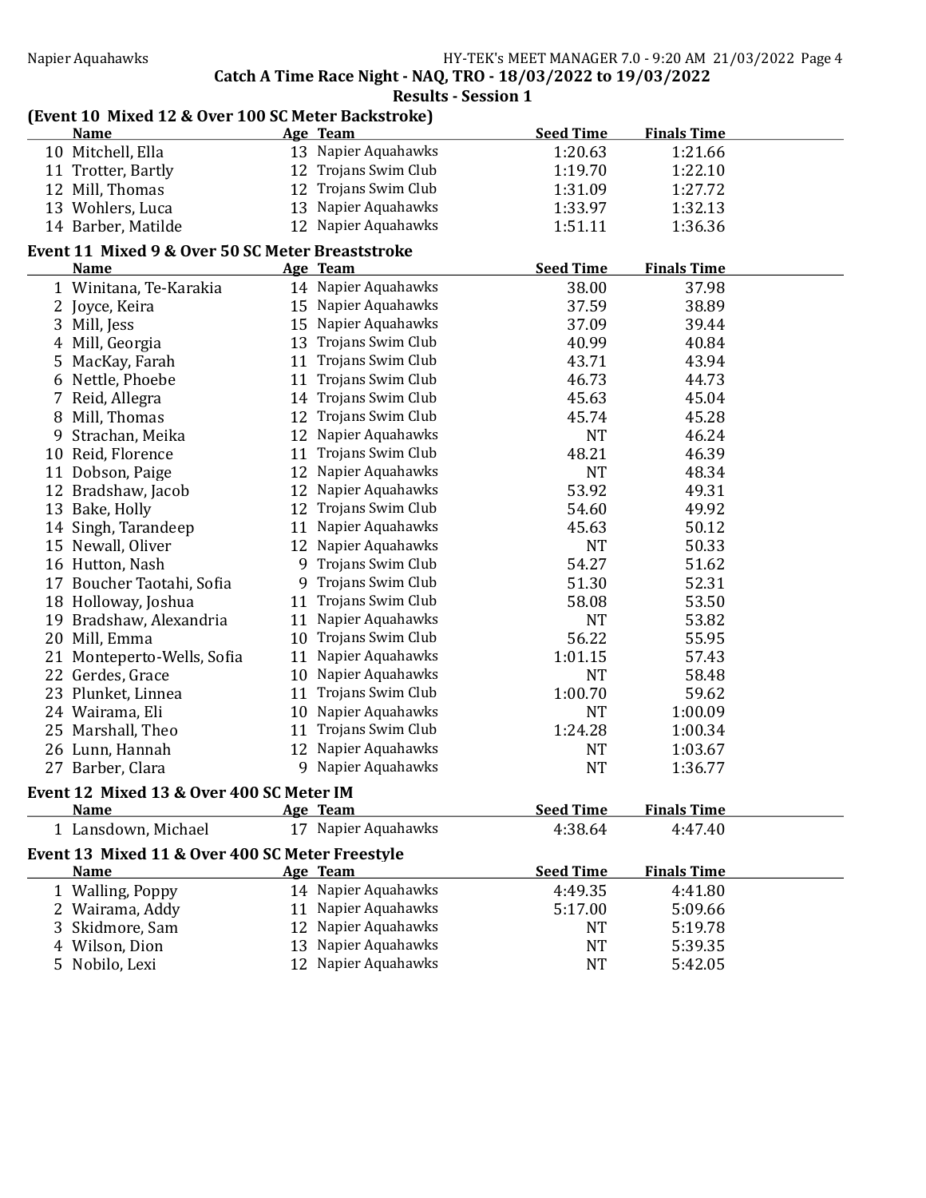## (Event 10 Mixed 12 & Over 100 SC Meter Backstroke)

| | Name | Age | Team | Seed Time | Finals Time |
|---|---|---|---|---|---|
| 10 | Mitchell, Ella | 13 | Napier Aquahawks | 1:20.63 | 1:21.66 |
| 11 | Trotter, Bartly | 12 | Trojans Swim Club | 1:19.70 | 1:22.10 |
| 12 | Mill, Thomas | 12 | Trojans Swim Club | 1:31.09 | 1:27.72 |
| 13 | Wohlers, Luca | 13 | Napier Aquahawks | 1:33.97 | 1:32.13 |
| 14 | Barber, Matilde | 12 | Napier Aquahawks | 1:51.11 | 1:36.36 |

## Event 11 Mixed 9 & Over 50 SC Meter Breaststroke

| | Name | Age | Team | Seed Time | Finals Time |
|---|---|---|---|---|---|
| 1 | Winitana, Te-Karakia | 14 | Napier Aquahawks | 38.00 | 37.98 |
| 2 | Joyce, Keira | 15 | Napier Aquahawks | 37.59 | 38.89 |
| 3 | Mill, Jess | 15 | Napier Aquahawks | 37.09 | 39.44 |
| 4 | Mill, Georgia | 13 | Trojans Swim Club | 40.99 | 40.84 |
| 5 | MacKay, Farah | 11 | Trojans Swim Club | 43.71 | 43.94 |
| 6 | Nettle, Phoebe | 11 | Trojans Swim Club | 46.73 | 44.73 |
| 7 | Reid, Allegra | 14 | Trojans Swim Club | 45.63 | 45.04 |
| 8 | Mill, Thomas | 12 | Trojans Swim Club | 45.74 | 45.28 |
| 9 | Strachan, Meika | 12 | Napier Aquahawks | NT | 46.24 |
| 10 | Reid, Florence | 11 | Trojans Swim Club | 48.21 | 46.39 |
| 11 | Dobson, Paige | 12 | Napier Aquahawks | NT | 48.34 |
| 12 | Bradshaw, Jacob | 12 | Napier Aquahawks | 53.92 | 49.31 |
| 13 | Bake, Holly | 12 | Trojans Swim Club | 54.60 | 49.92 |
| 14 | Singh, Tarandeep | 11 | Napier Aquahawks | 45.63 | 50.12 |
| 15 | Newall, Oliver | 12 | Napier Aquahawks | NT | 50.33 |
| 16 | Hutton, Nash | 9 | Trojans Swim Club | 54.27 | 51.62 |
| 17 | Boucher Taotahi, Sofia | 9 | Trojans Swim Club | 51.30 | 52.31 |
| 18 | Holloway, Joshua | 11 | Trojans Swim Club | 58.08 | 53.50 |
| 19 | Bradshaw, Alexandria | 11 | Napier Aquahawks | NT | 53.82 |
| 20 | Mill, Emma | 10 | Trojans Swim Club | 56.22 | 55.95 |
| 21 | Monteperto-Wells, Sofia | 11 | Napier Aquahawks | 1:01.15 | 57.43 |
| 22 | Gerdes, Grace | 10 | Napier Aquahawks | NT | 58.48 |
| 23 | Plunket, Linnea | 11 | Trojans Swim Club | 1:00.70 | 59.62 |
| 24 | Wairama, Eli | 10 | Napier Aquahawks | NT | 1:00.09 |
| 25 | Marshall, Theo | 11 | Trojans Swim Club | 1:24.28 | 1:00.34 |
| 26 | Lunn, Hannah | 12 | Napier Aquahawks | NT | 1:03.67 |
| 27 | Barber, Clara | 9 | Napier Aquahawks | NT | 1:36.77 |

## Event 12 Mixed 13 & Over 400 SC Meter IM

| | Name | Age | Team | Seed Time | Finals Time |
|---|---|---|---|---|---|
| 1 | Lansdown, Michael | 17 | Napier Aquahawks | 4:38.64 | 4:47.40 |

## Event 13 Mixed 11 & Over 400 SC Meter Freestyle

| | Name | Age | Team | Seed Time | Finals Time |
|---|---|---|---|---|---|
| 1 | Walling, Poppy | 14 | Napier Aquahawks | 4:49.35 | 4:41.80 |
| 2 | Wairama, Addy | 11 | Napier Aquahawks | 5:17.00 | 5:09.66 |
| 3 | Skidmore, Sam | 12 | Napier Aquahawks | NT | 5:19.78 |
| 4 | Wilson, Dion | 13 | Napier Aquahawks | NT | 5:39.35 |
| 5 | Nobilo, Lexi | 12 | Napier Aquahawks | NT | 5:42.05 |